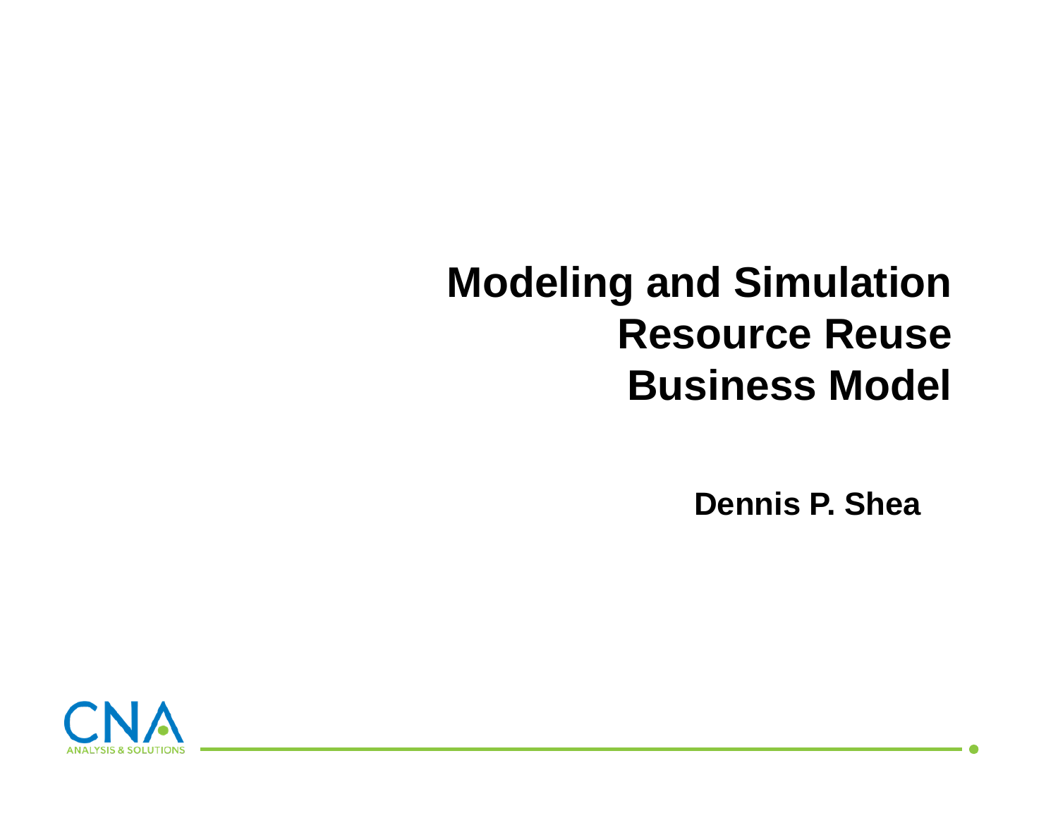# Modeling and Simulation Resource Reuse Business Model

**Dennis P. Shea**

CNA
ANALYSIS & SOLUTIONS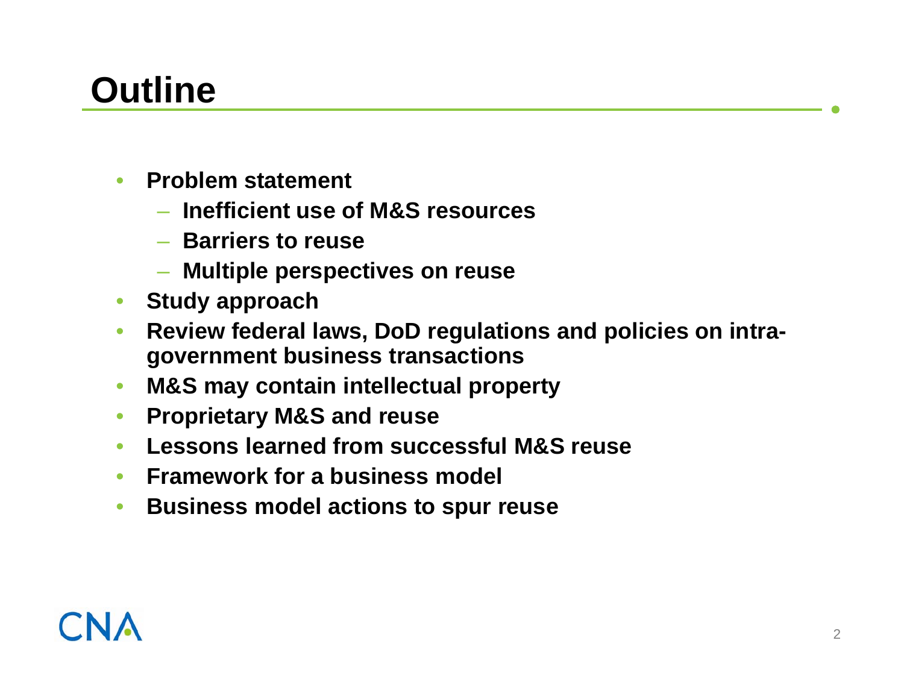# Outline

- **Problem statement**
  - **Inefficient use of M&S resources**
  - **Barriers to reuse**
  - **Multiple perspectives on reuse**
- **Study approach**
- **Review federal laws, DoD regulations and policies on intra-government business transactions**
- **M&S may contain intellectual property**
- **Proprietary M&S and reuse**
- **Lessons learned from successful M&S reuse**
- **Framework for a business model**
- **Business model actions to spur reuse**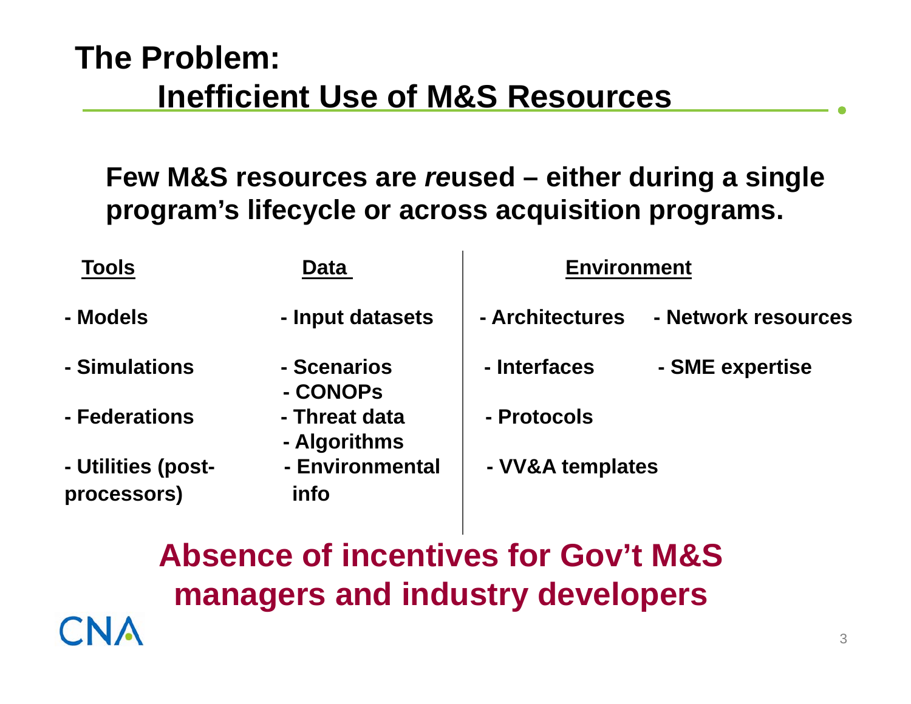# The Problem: Inefficient Use of M&S Resources

**Few M&S resources are *re*used – either during a single program's lifecycle or across acquisition programs.**

| Tools | Data | Environment | |
|---|---|---|---|
| - Models | - Input datasets | - Architectures | - Network resources |
| - Simulations | - Scenarios<br>- CONOPs | - Interfaces | - SME expertise |
| - Federations | - Threat data<br>- Algorithms | - Protocols | |
| - Utilities (post-processors) | - Environmental info | - VV&A templates | |

**Absence of incentives for Gov't M&S managers and industry developers**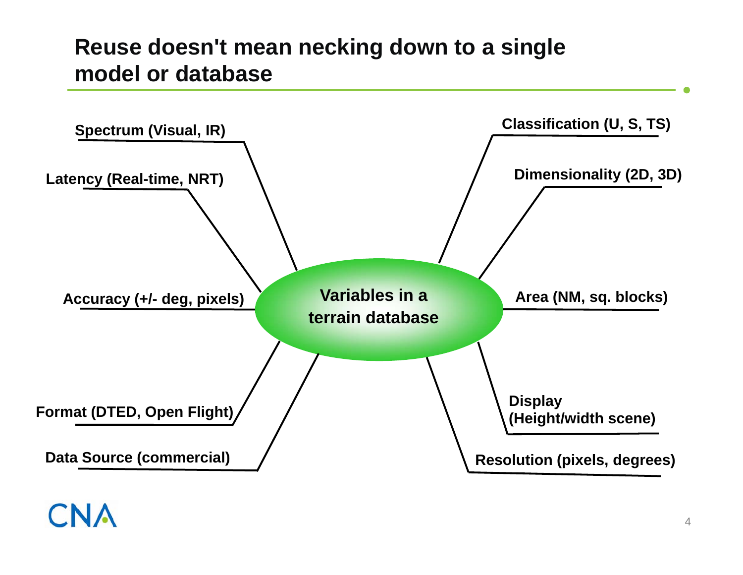# Reuse doesn't mean necking down to a single model or database

**Variables in a terrain database**

- Spectrum (Visual, IR)
- Latency (Real-time, NRT)
- Accuracy (+/- deg, pixels)
- Format (DTED, Open Flight)
- Data Source (commercial)
- Classification (U, S, TS)
- Dimensionality (2D, 3D)
- Area (NM, sq. blocks)
- Display (Height/width scene)
- Resolution (pixels, degrees)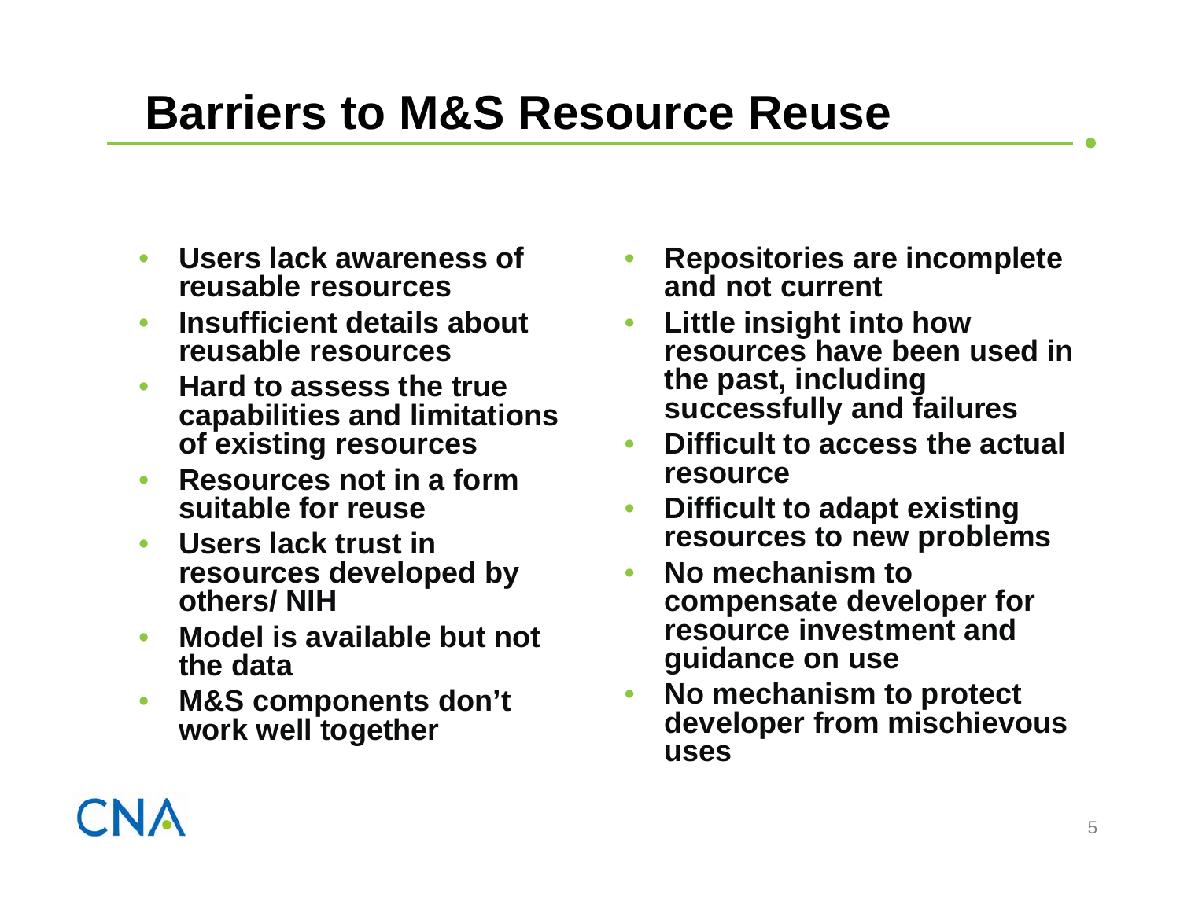# Barriers to M&S Resource Reuse

- **Users lack awareness of reusable resources**
- **Insufficient details about reusable resources**
- **Hard to assess the true capabilities and limitations of existing resources**
- **Resources not in a form suitable for reuse**
- **Users lack trust in resources developed by others/ NIH**
- **Model is available but not the data**
- **M&S components don't work well together**
- **Repositories are incomplete and not current**
- **Little insight into how resources have been used in the past, including successfully and failures**
- **Difficult to access the actual resource**
- **Difficult to adapt existing resources to new problems**
- **No mechanism to compensate developer for resource investment and guidance on use**
- **No mechanism to protect developer from mischievous uses**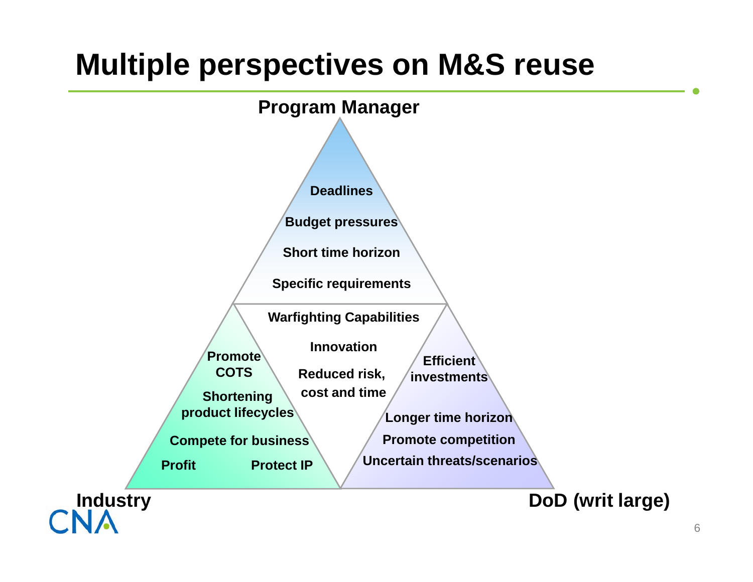# Multiple perspectives on M&S reuse

**Program Manager**

- Deadlines
- Budget pressures
- Short time horizon
- Specific requirements

**Warfighting Capabilities**

- Innovation
- Reduced risk, cost and time

**Industry**

- Promote COTS
- Shortening product lifecycles
- Compete for business
- Profit
- Protect IP

**DoD (writ large)**

- Efficient investments
- Longer time horizon
- Promote competition
- Uncertain threats/scenarios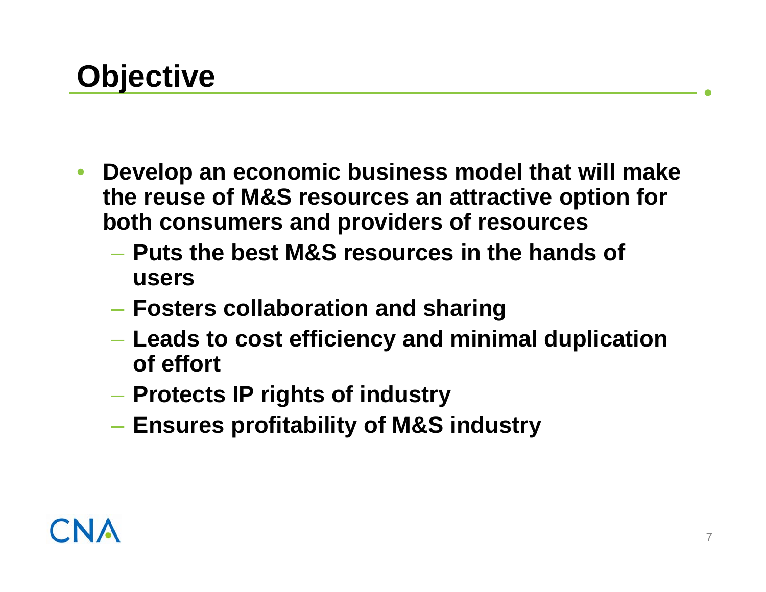# Objective

- **Develop an economic business model that will make the reuse of M&S resources an attractive option for both consumers and providers of resources**
  - **Puts the best M&S resources in the hands of users**
  - **Fosters collaboration and sharing**
  - **Leads to cost efficiency and minimal duplication of effort**
  - **Protects IP rights of industry**
  - **Ensures profitability of M&S industry**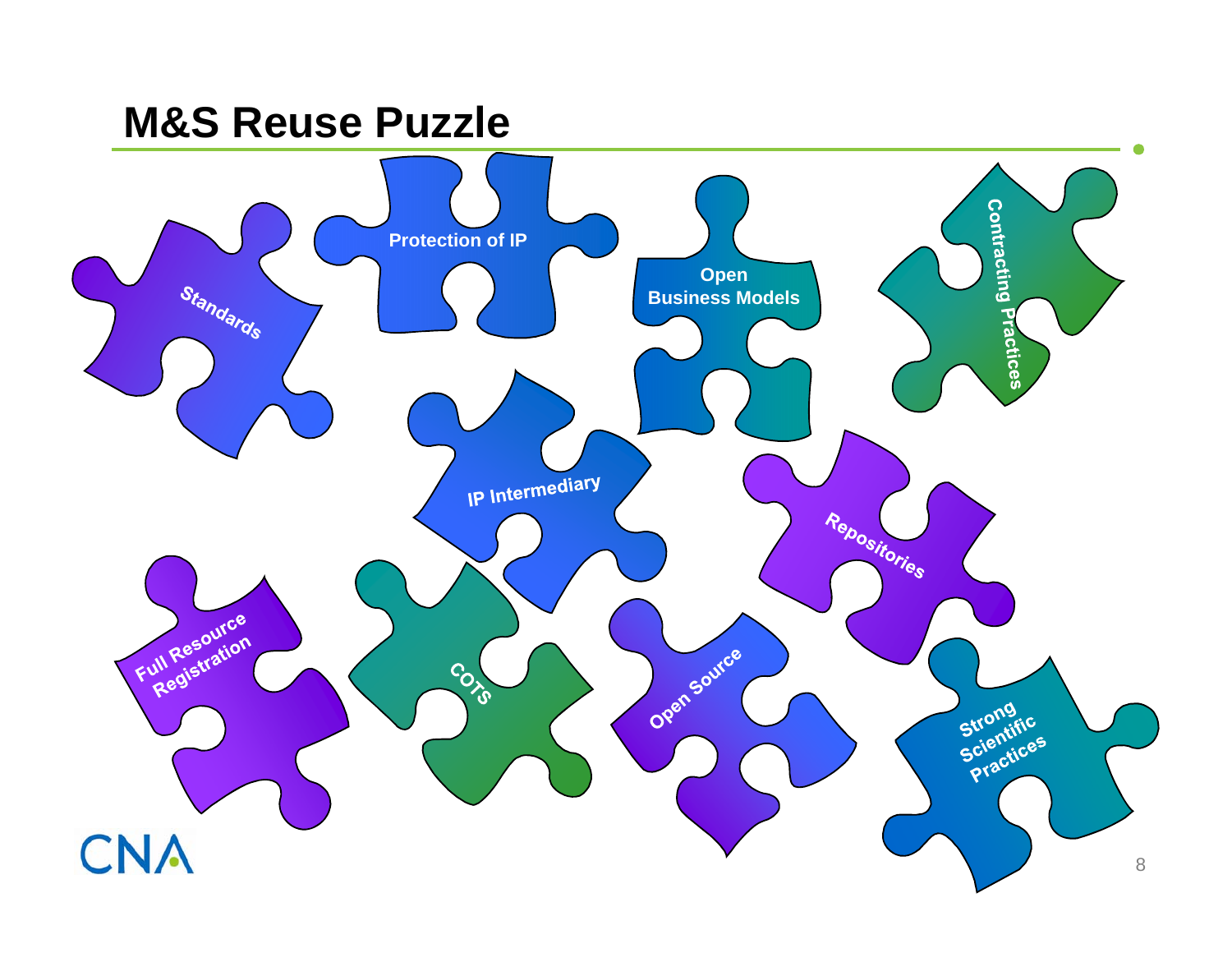# M&S Reuse Puzzle

- Standards
- Protection of IP
- Open Business Models
- Contracting Practices
- IP Intermediary
- Repositories
- Full Resource Registration
- COTS
- Open Source
- Strong Scientific Practices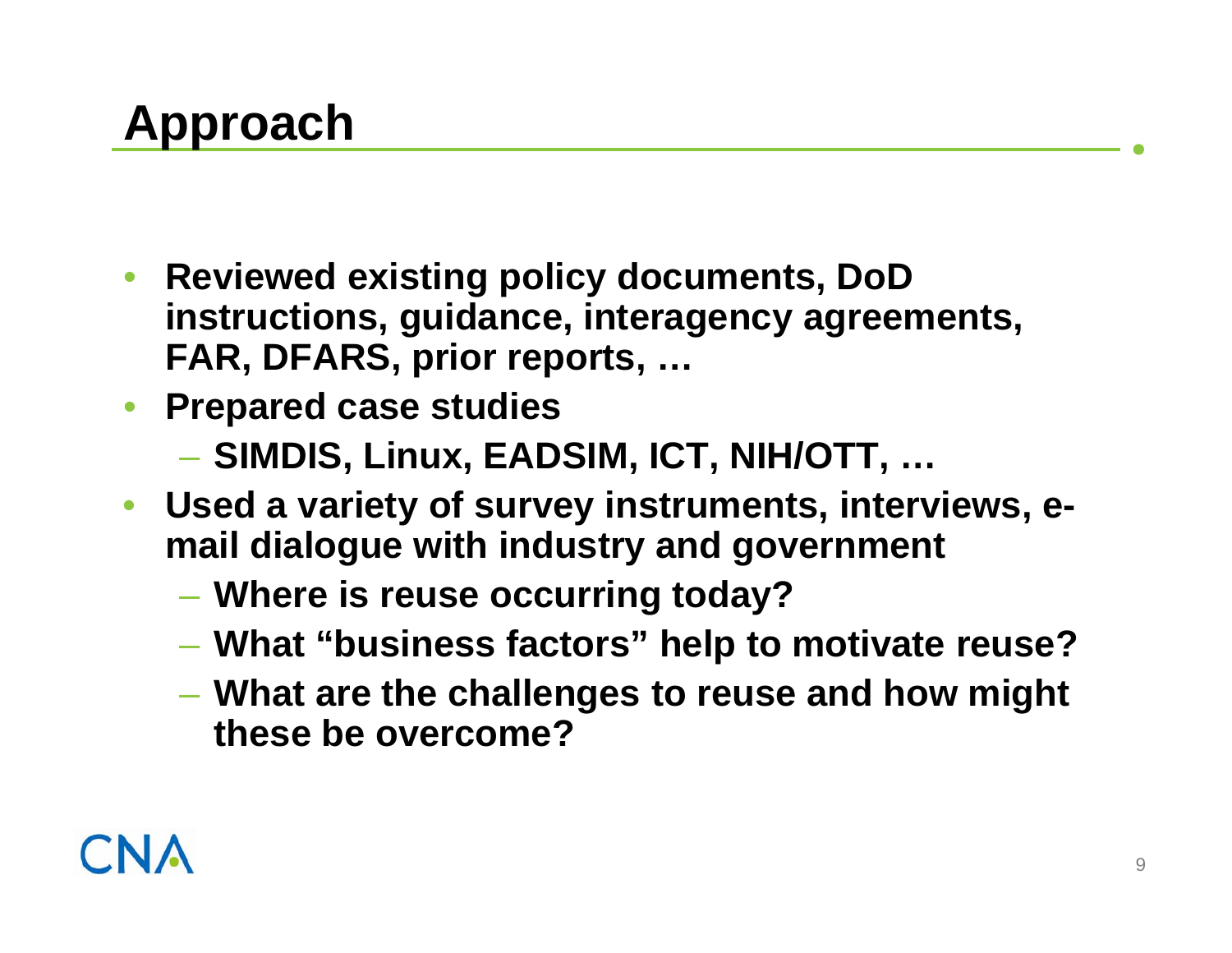# Approach

- Reviewed existing policy documents, DoD instructions, guidance, interagency agreements, FAR, DFARS, prior reports, …
- Prepared case studies
  - SIMDIS, Linux, EADSIM, ICT, NIH/OTT, …
- Used a variety of survey instruments, interviews, e-mail dialogue with industry and government
  - Where is reuse occurring today?
  - What “business factors” help to motivate reuse?
  - What are the challenges to reuse and how might these be overcome?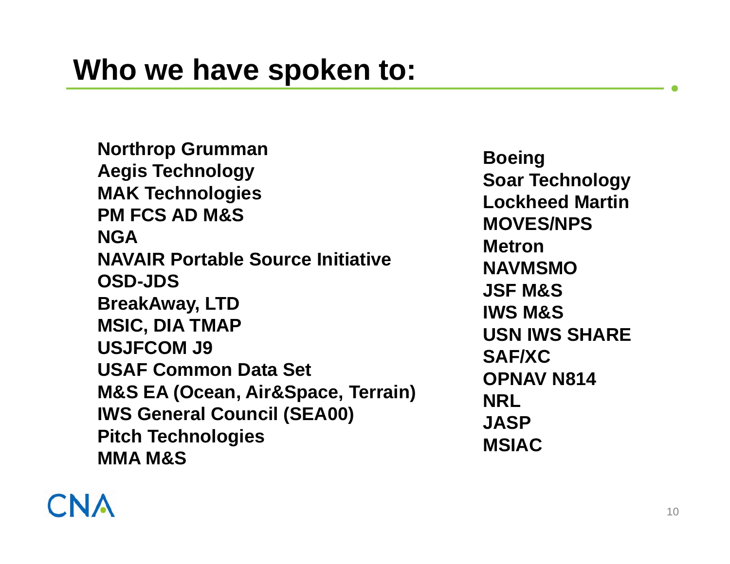# Who we have spoken to:

- Northrop Grumman
- Aegis Technology
- MAK Technologies
- PM FCS AD M&S
- NGA
- NAVAIR Portable Source Initiative
- OSD-JDS
- BreakAway, LTD
- MSIC, DIA TMAP
- USJFCOM J9
- USAF Common Data Set
- M&S EA (Ocean, Air&Space, Terrain)
- IWS General Council (SEA00)
- Pitch Technologies
- MMA M&S
- Boeing
- Soar Technology
- Lockheed Martin
- MOVES/NPS
- Metron
- NAVMSMO
- JSF M&S
- IWS M&S
- USN IWS SHARE
- SAF/XC
- OPNAV N814
- NRL
- JASP
- MSIAC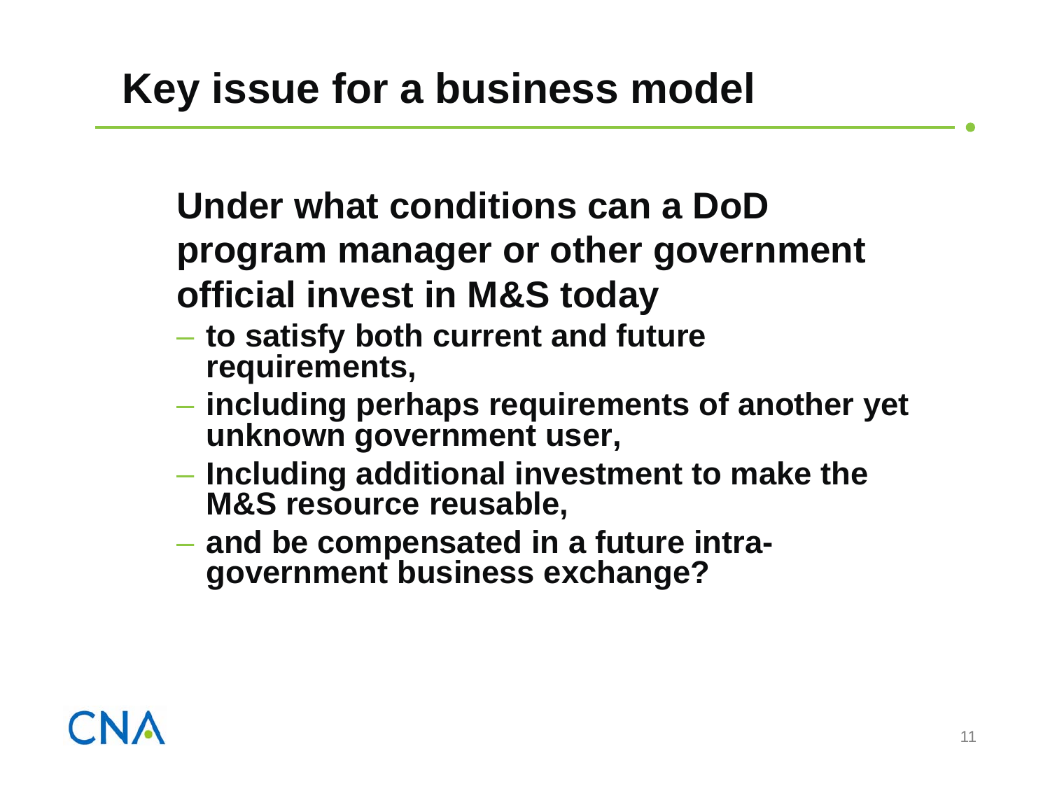# Key issue for a business model

**Under what conditions can a DoD program manager or other government official invest in M&S today**

- **to satisfy both current and future requirements,**
- **including perhaps requirements of another yet unknown government user,**
- **Including additional investment to make the M&S resource reusable,**
- **and be compensated in a future intra-government business exchange?**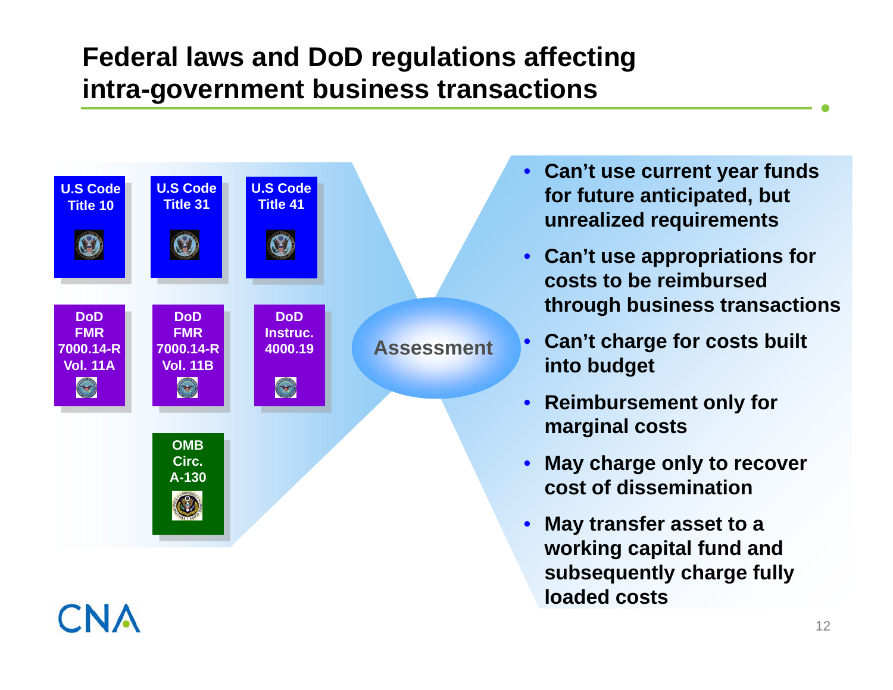# Federal laws and DoD regulations affecting intra-government business transactions

- U.S Code Title 10
- U.S Code Title 31
- U.S Code Title 41
- DoD FMR 7000.14-R Vol. 11A
- DoD FMR 7000.14-R Vol. 11B
- DoD Instruc. 4000.19
- OMB Circ. A-130

**Assessment**

- **Can't use current year funds for future anticipated, but unrealized requirements**
- **Can't use appropriations for costs to be reimbursed through business transactions**
- **Can't charge for costs built into budget**
- **Reimbursement only for marginal costs**
- **May charge only to recover cost of dissemination**
- **May transfer asset to a working capital fund and subsequently charge fully loaded costs**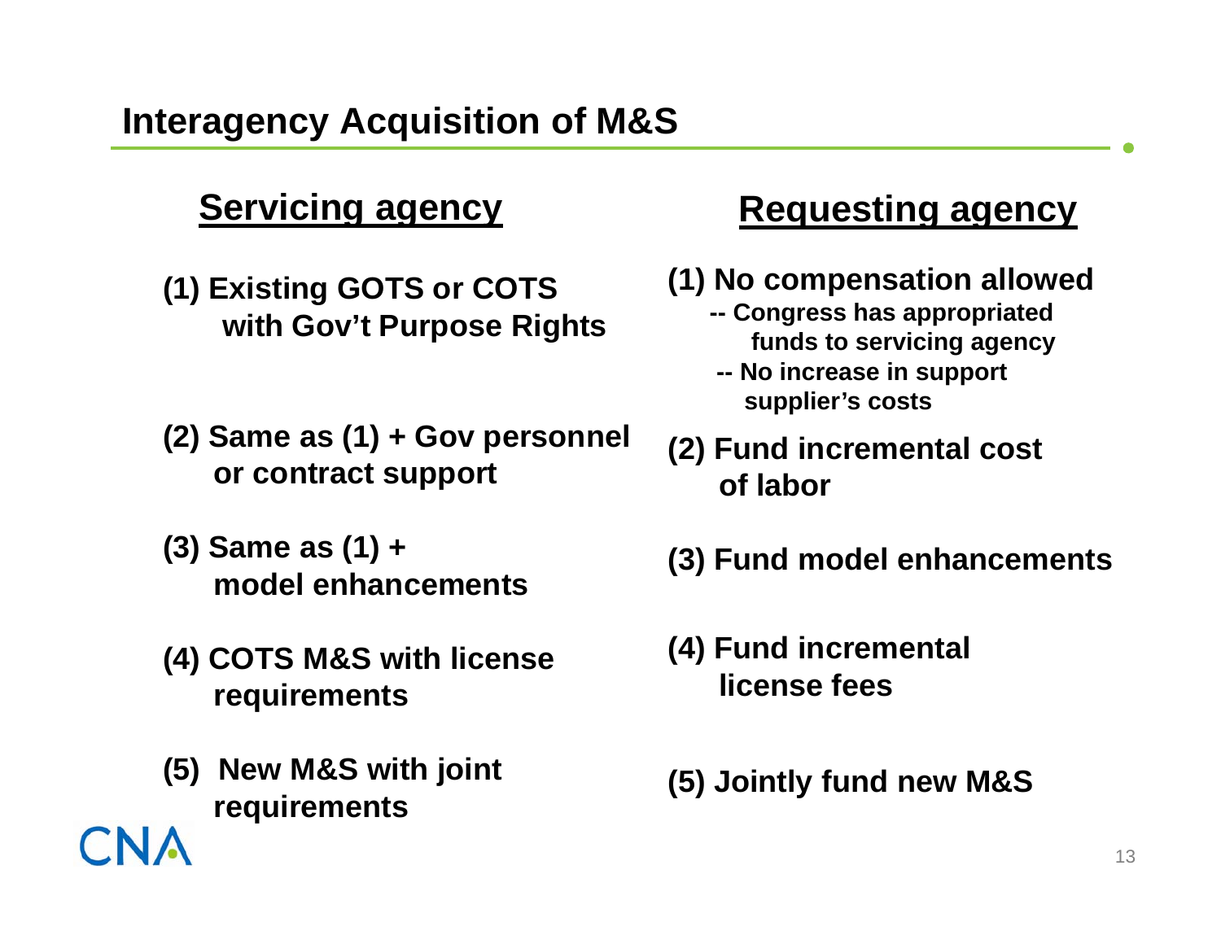# Interagency Acquisition of M&S

| Servicing agency | Requesting agency |
| --- | --- |
| (1) Existing GOTS or COTS with Gov't Purpose Rights | (1) No compensation allowed<br>-- Congress has appropriated funds to servicing agency<br>-- No increase in support supplier's costs |
| (2) Same as (1) + Gov personnel or contract support | (2) Fund incremental cost of labor |
| (3) Same as (1) + model enhancements | (3) Fund model enhancements |
| (4) COTS M&S with license requirements | (4) Fund incremental license fees |
| (5) New M&S with joint requirements | (5) Jointly fund new M&S |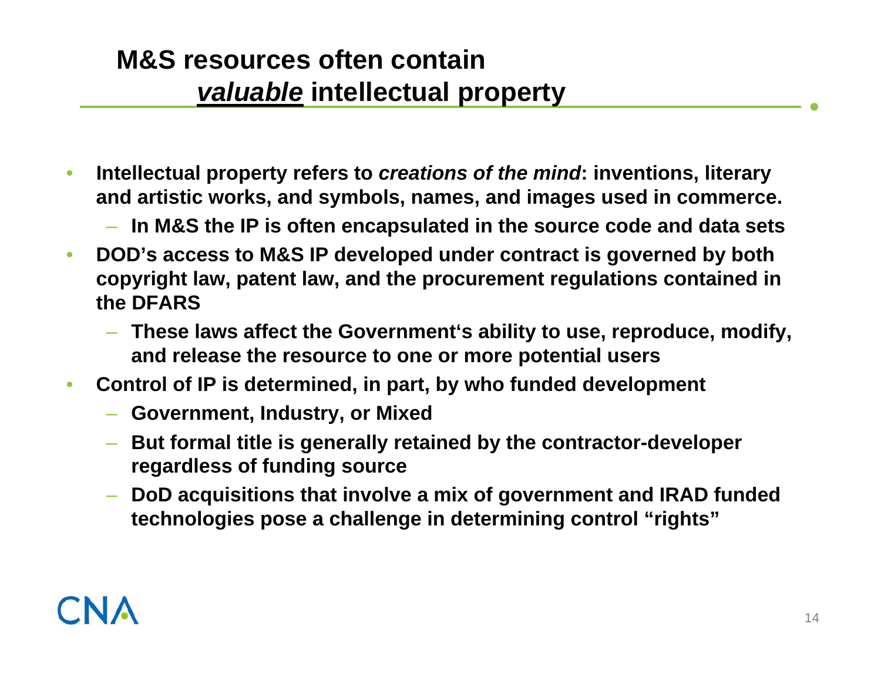# M&S resources often contain ***<u>valuable</u>*** intellectual property

- **Intellectual property refers to *creations of the mind*: inventions, literary and artistic works, and symbols, names, and images used in commerce.**
  - **In M&S the IP is often encapsulated in the source code and data sets**
- **DOD's access to M&S IP developed under contract is governed by both copyright law, patent law, and the procurement regulations contained in the DFARS**
  - **These laws affect the Government's ability to use, reproduce, modify, and release the resource to one or more potential users**
- **Control of IP is determined, in part, by who funded development**
  - **Government, Industry, or Mixed**
  - **But formal title is generally retained by the contractor-developer regardless of funding source**
  - **DoD acquisitions that involve a mix of government and IRAD funded technologies pose a challenge in determining control "rights"**

CNA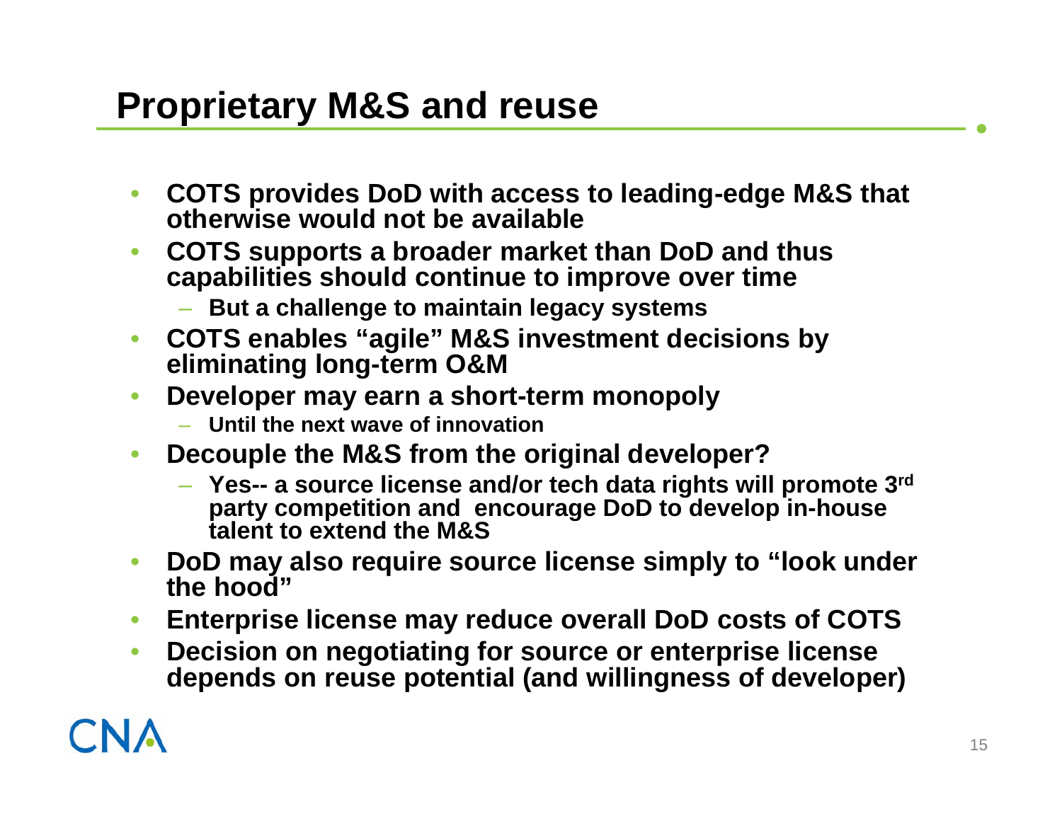# Proprietary M&S and reuse

- COTS provides DoD with access to leading-edge M&S that otherwise would not be available
- COTS supports a broader market than DoD and thus capabilities should continue to improve over time
  - But a challenge to maintain legacy systems
- COTS enables "agile" M&S investment decisions by eliminating long-term O&M
- Developer may earn a short-term monopoly
  - Until the next wave of innovation
- Decouple the M&S from the original developer?
  - Yes-- a source license and/or tech data rights will promote 3rd party competition and encourage DoD to develop in-house talent to extend the M&S
- DoD may also require source license simply to "look under the hood"
- Enterprise license may reduce overall DoD costs of COTS
- Decision on negotiating for source or enterprise license depends on reuse potential (and willingness of developer)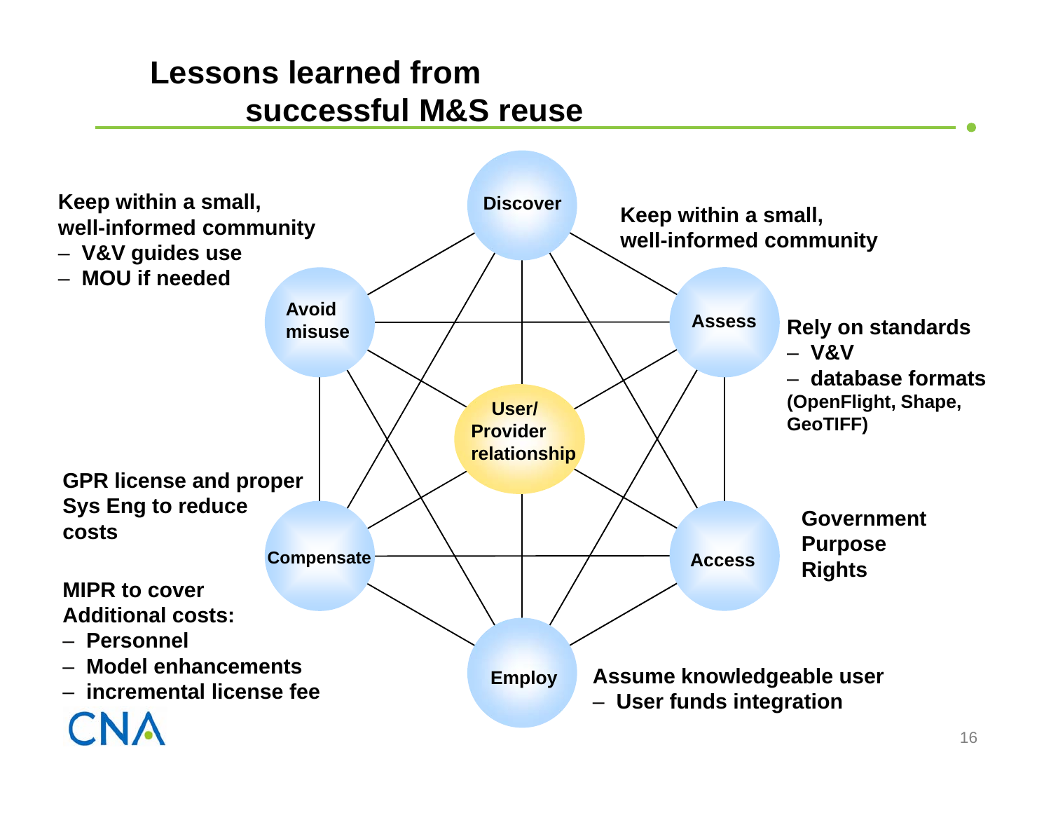# Lessons learned from successful M&S reuse

**Discover**

Keep within a small, well-informed community

**Assess**

Rely on standards
- V&V
- database formats (OpenFlight, Shape, GeoTIFF)

**Access**

Government Purpose Rights

**Employ**

Assume knowledgeable user
- User funds integration

**Compensate**

GPR license and proper Sys Eng to reduce costs

MIPR to cover Additional costs:
- Personnel
- Model enhancements
- incremental license fee

**Avoid misuse**

Keep within a small, well-informed community
- V&V guides use
- MOU if needed

**User/Provider relationship**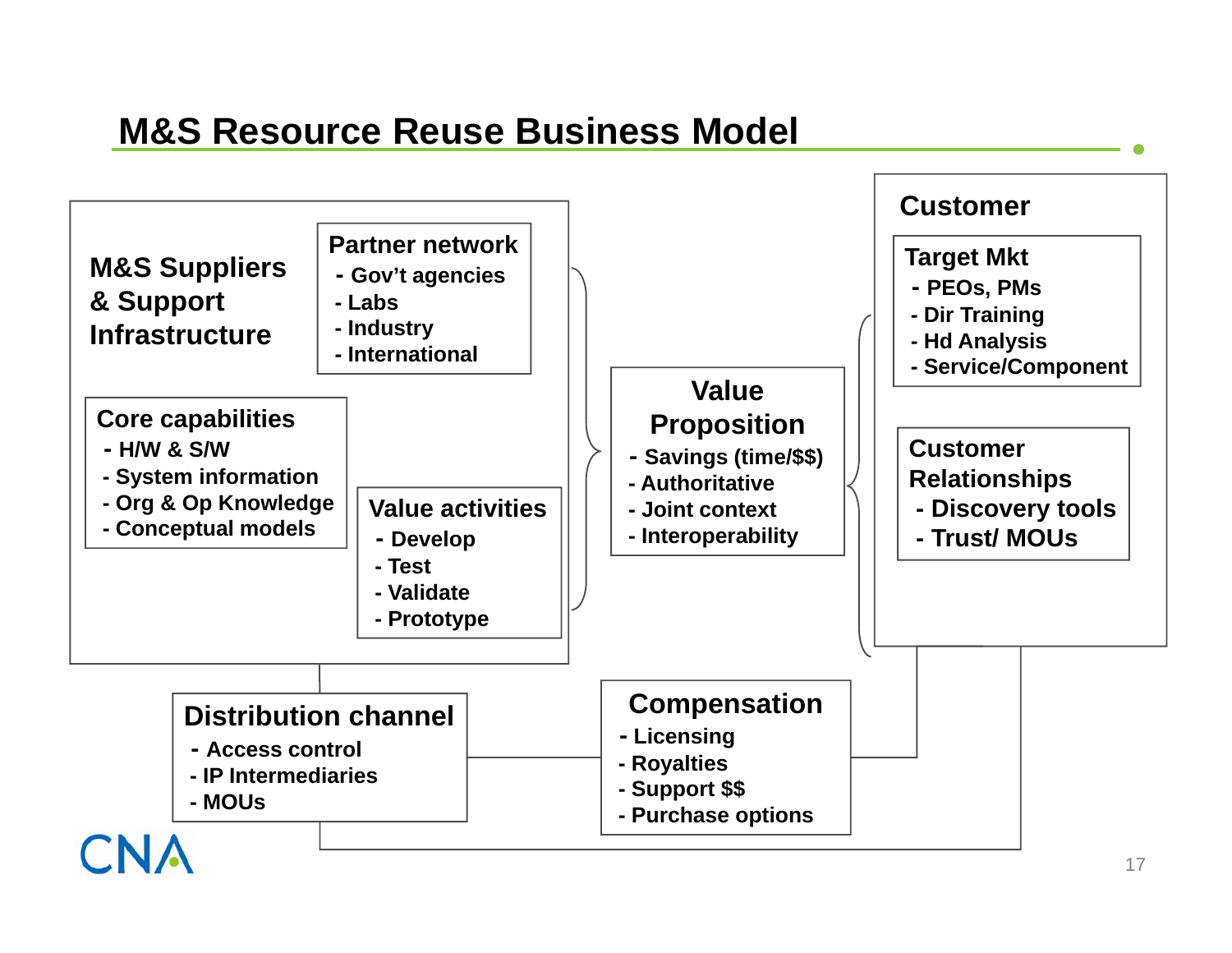# M&S Resource Reuse Business Model

**M&S Suppliers & Support Infrastructure**

**Partner network**
- Gov't agencies
- Labs
- Industry
- International

**Core capabilities**
- H/W & S/W
- System information
- Org & Op Knowledge
- Conceptual models

**Value activities**
- Develop
- Test
- Validate
- Prototype

**Value Proposition**
- Savings (time/$$)
- Authoritative
- Joint context
- Interoperability

**Customer**

**Target Mkt**
- PEOs, PMs
- Dir Training
- Hd Analysis
- Service/Component

**Customer Relationships**
- Discovery tools
- Trust/ MOUs

**Distribution channel**
- Access control
- IP Intermediaries
- MOUs

**Compensation**
- Licensing
- Royalties
- Support $$
- Purchase options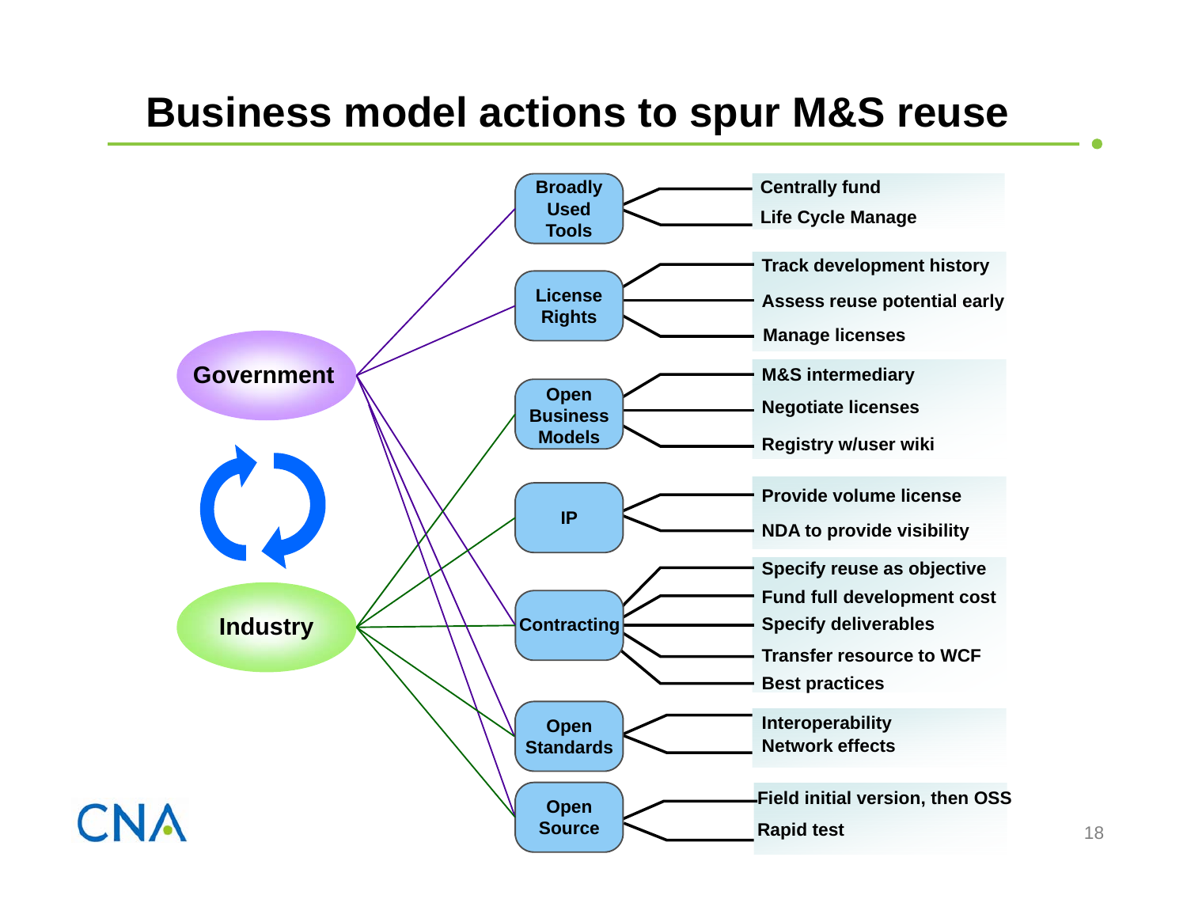# Business model actions to spur M&S reuse

Government

Industry

- **Broadly Used Tools**
  - Centrally fund
  - Life Cycle Manage
- **License Rights**
  - Track development history
  - Assess reuse potential early
  - Manage licenses
- **Open Business Models**
  - M&S intermediary
  - Negotiate licenses
  - Registry w/user wiki
- **IP**
  - Provide volume license
  - NDA to provide visibility
- **Contracting**
  - Specify reuse as objective
  - Fund full development cost
  - Specify deliverables
  - Transfer resource to WCF
  - Best practices
- **Open Standards**
  - Interoperability
  - Network effects
- **Open Source**
  - Field initial version, then OSS
  - Rapid test

CNA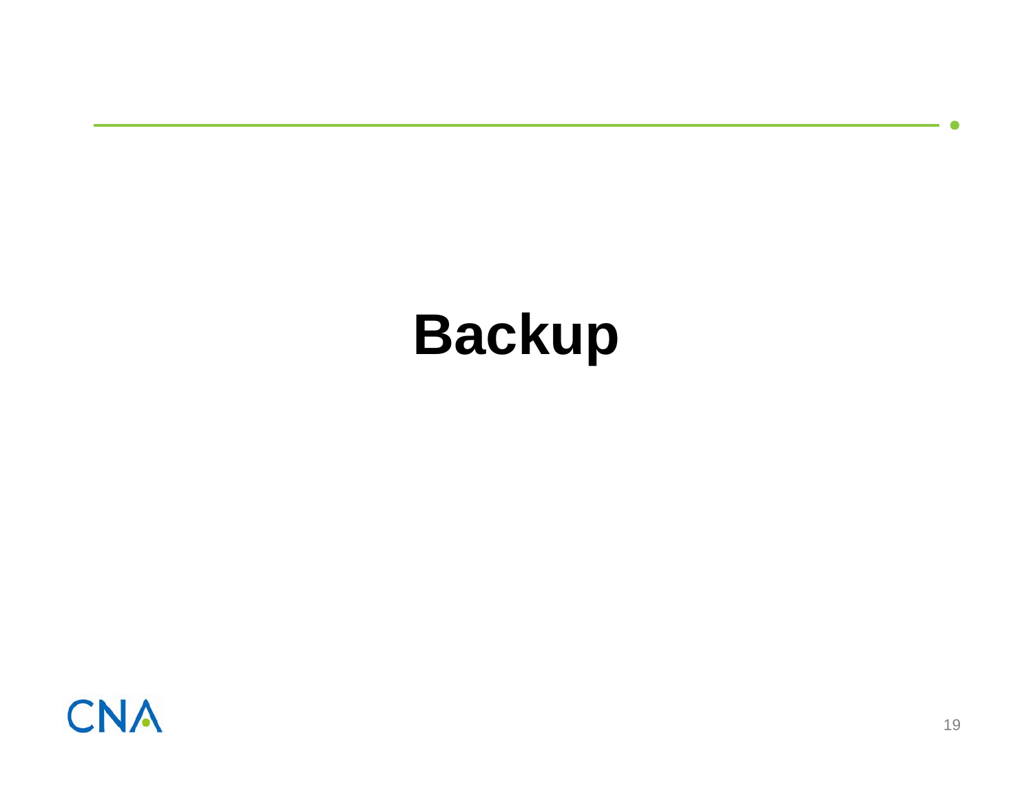# Backup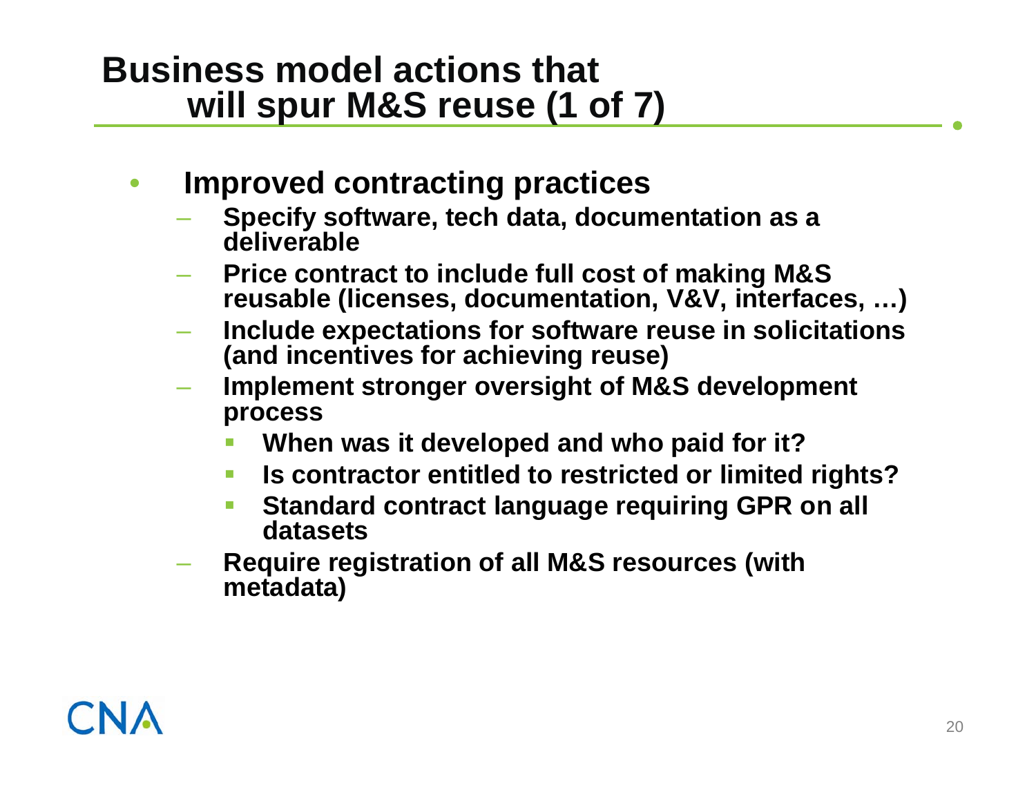# Business model actions that will spur M&S reuse (1 of 7)

- **Improved contracting practices**
  - **Specify software, tech data, documentation as a deliverable**
  - **Price contract to include full cost of making M&S reusable (licenses, documentation, V&V, interfaces, …)**
  - **Include expectations for software reuse in solicitations (and incentives for achieving reuse)**
  - **Implement stronger oversight of M&S development process**
    - **When was it developed and who paid for it?**
    - **Is contractor entitled to restricted or limited rights?**
    - **Standard contract language requiring GPR on all datasets**
  - **Require registration of all M&S resources (with metadata)**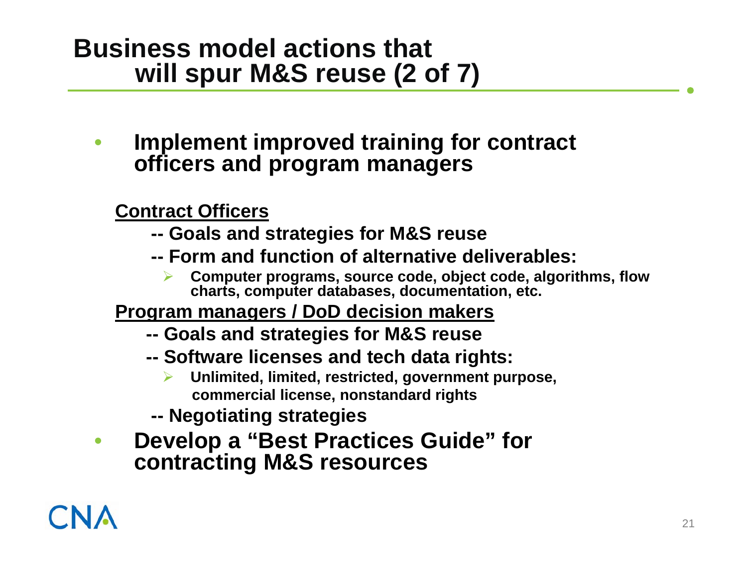# Business model actions that will spur M&S reuse (2 of 7)

- **Implement improved training for contract officers and program managers**

  **Contract Officers**

  - **-- Goals and strategies for M&S reuse**
  - **-- Form and function of alternative deliverables:**
    - **Computer programs, source code, object code, algorithms, flow charts, computer databases, documentation, etc.**

  **Program managers / DoD decision makers**

  - **-- Goals and strategies for M&S reuse**
  - **-- Software licenses and tech data rights:**
    - **Unlimited, limited, restricted, government purpose, commercial license, nonstandard rights**
  - **-- Negotiating strategies**

- **Develop a "Best Practices Guide" for contracting M&S resources**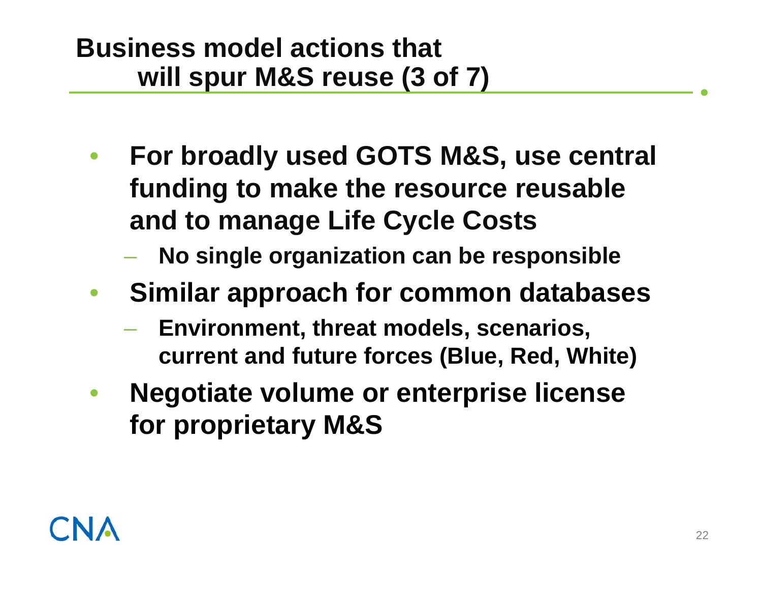# Business model actions that will spur M&S reuse (3 of 7)

- For broadly used GOTS M&S, use central funding to make the resource reusable and to manage Life Cycle Costs
  - No single organization can be responsible
- Similar approach for common databases
  - Environment, threat models, scenarios, current and future forces (Blue, Red, White)
- Negotiate volume or enterprise license for proprietary M&S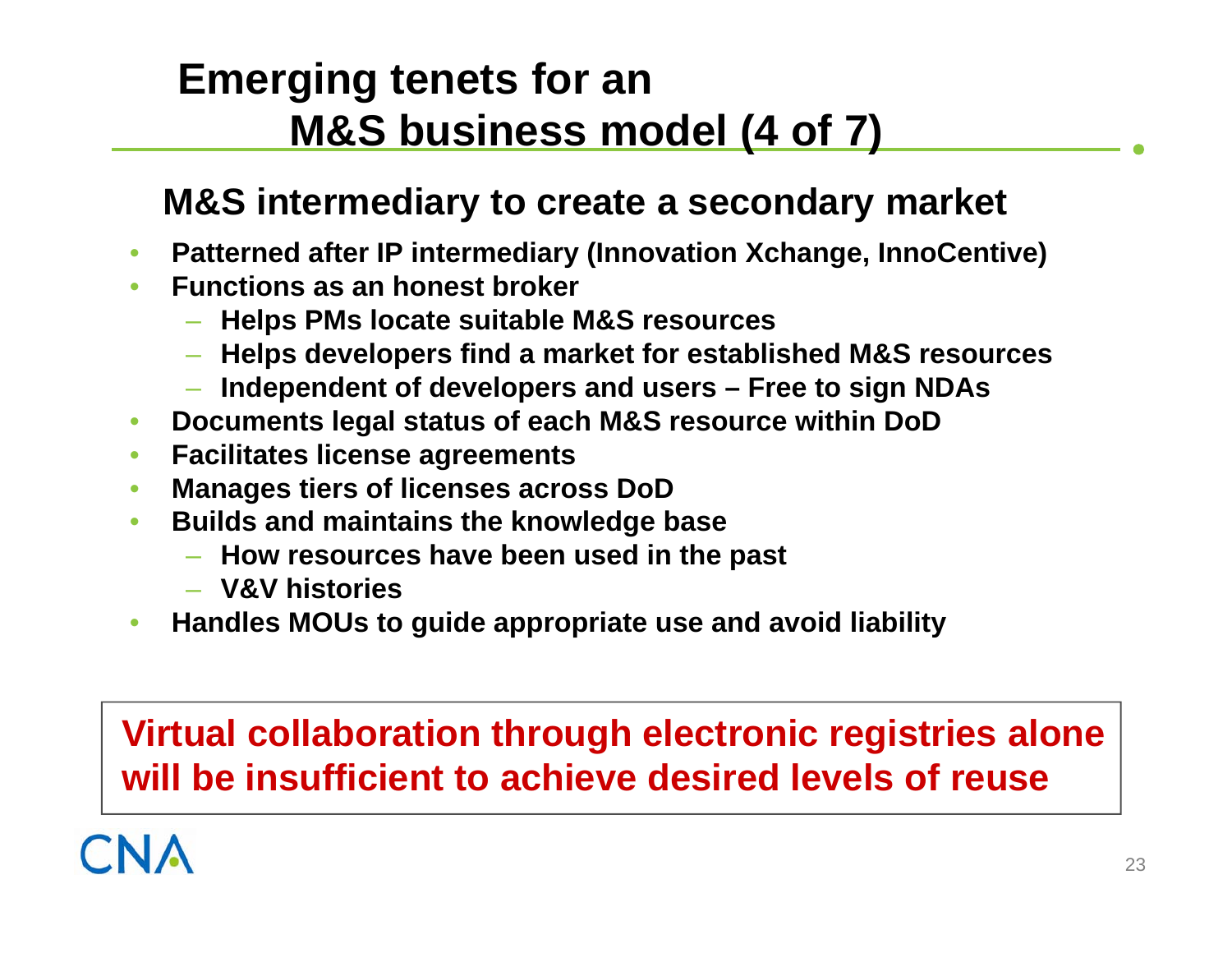# Emerging tenets for an M&S business model (4 of 7)

## M&S intermediary to create a secondary market

- **Patterned after IP intermediary (Innovation Xchange, InnoCentive)**
- **Functions as an honest broker**
  - **Helps PMs locate suitable M&S resources**
  - **Helps developers find a market for established M&S resources**
  - **Independent of developers and users – Free to sign NDAs**
- **Documents legal status of each M&S resource within DoD**
- **Facilitates license agreements**
- **Manages tiers of licenses across DoD**
- **Builds and maintains the knowledge base**
  - **How resources have been used in the past**
  - **V&V histories**
- **Handles MOUs to guide appropriate use and avoid liability**

**Virtual collaboration through electronic registries alone will be insufficient to achieve desired levels of reuse**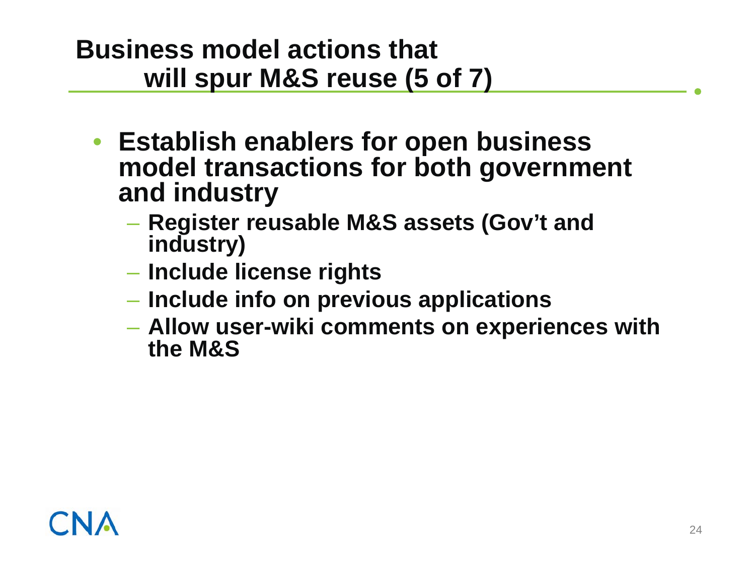# Business model actions that will spur M&S reuse (5 of 7)

- **Establish enablers for open business model transactions for both government and industry**
  - **Register reusable M&S assets (Gov't and industry)**
  - **Include license rights**
  - **Include info on previous applications**
  - **Allow user-wiki comments on experiences with the M&S**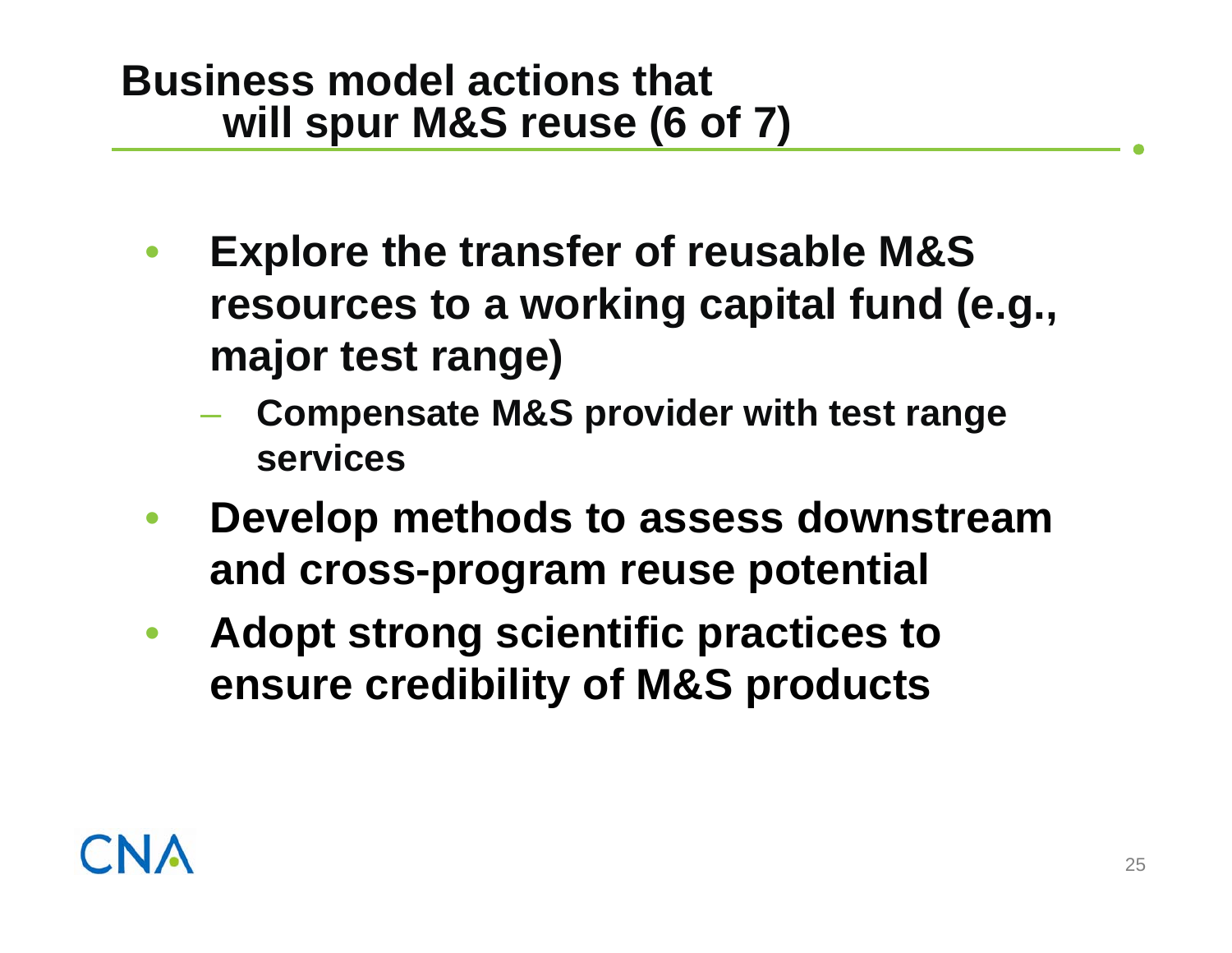## Business model actions that will spur M&S reuse (6 of 7)

- **Explore the transfer of reusable M&S resources to a working capital fund (e.g., major test range)**
  - **Compensate M&S provider with test range services**
- **Develop methods to assess downstream and cross-program reuse potential**
- **Adopt strong scientific practices to ensure credibility of M&S products**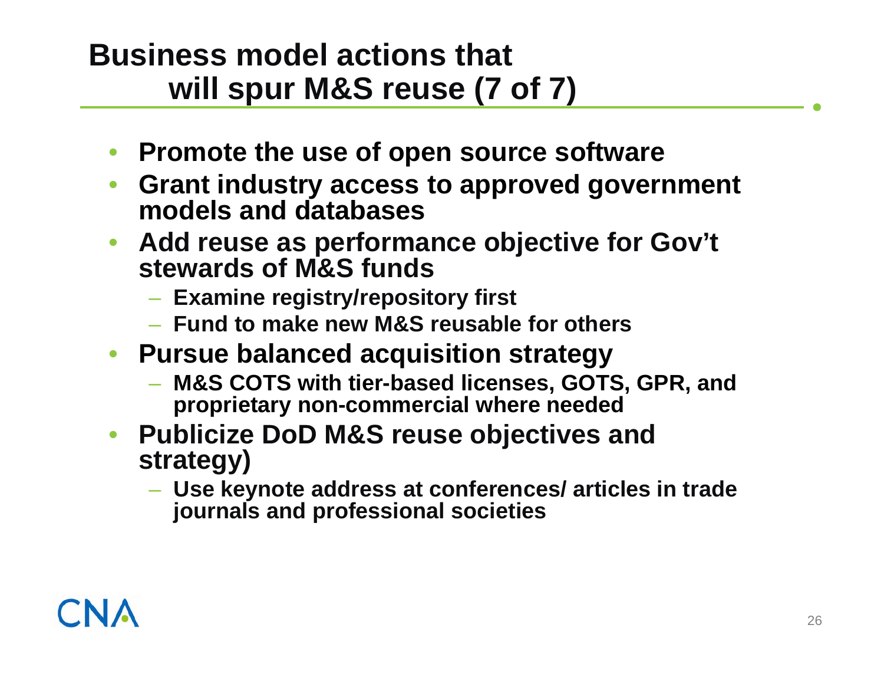# Business model actions that will spur M&S reuse (7 of 7)

- Promote the use of open source software
- Grant industry access to approved government models and databases
- Add reuse as performance objective for Gov't stewards of M&S funds
  - Examine registry/repository first
  - Fund to make new M&S reusable for others
- Pursue balanced acquisition strategy
  - M&S COTS with tier-based licenses, GOTS, GPR, and proprietary non-commercial where needed
- Publicize DoD M&S reuse objectives and strategy)
  - Use keynote address at conferences/ articles in trade journals and professional societies

CNA